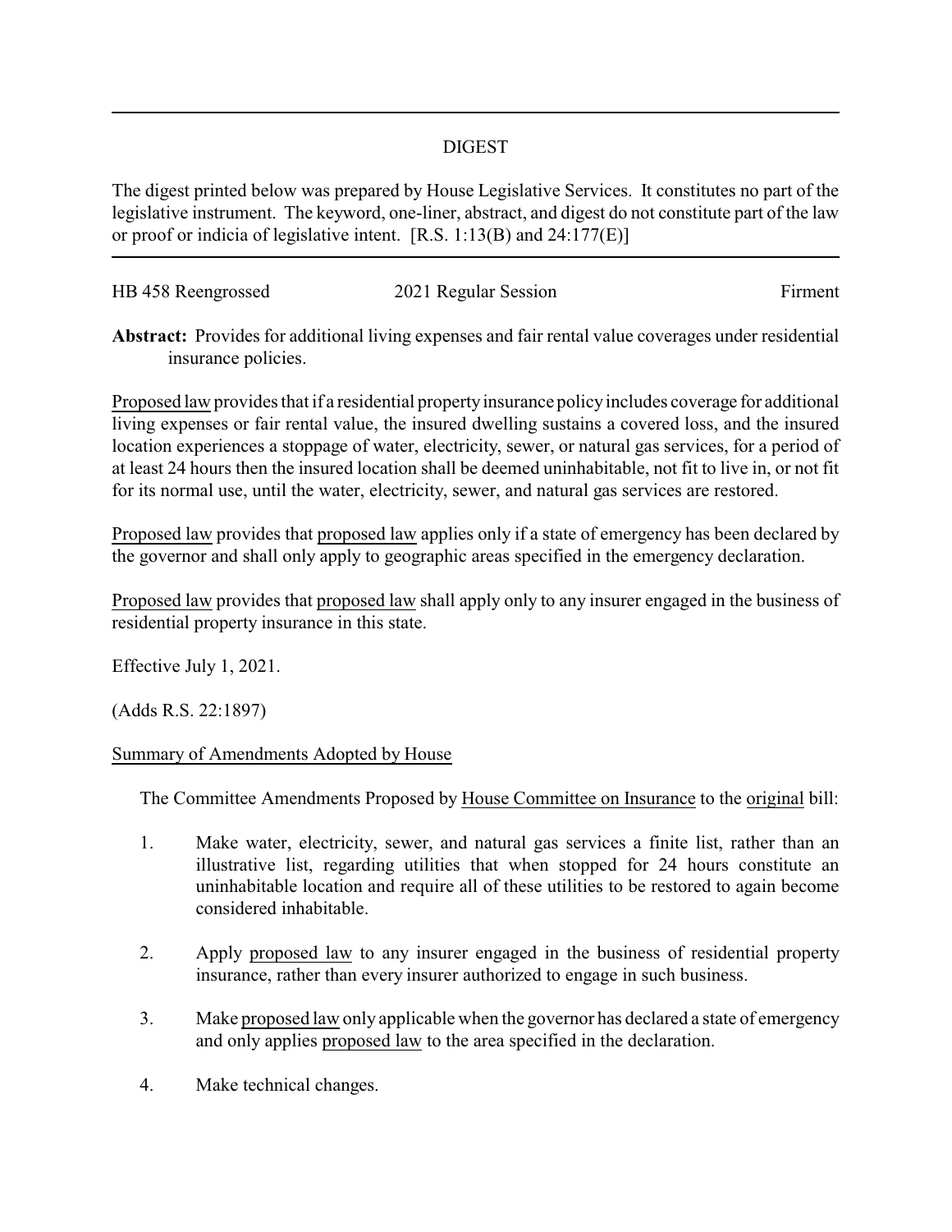# DIGEST

The digest printed below was prepared by House Legislative Services. It constitutes no part of the legislative instrument. The keyword, one-liner, abstract, and digest do not constitute part of the law or proof or indicia of legislative intent. [R.S. 1:13(B) and 24:177(E)]

HB 458 Reengrossed | 2021 Regular Session | Firment

**Abstract:** Provides for additional living expenses and fair rental value coverages under residential insurance policies.

Proposed law provides that if a residential property insurance policy includes coverage for additional living expenses or fair rental value, the insured dwelling sustains a covered loss, and the insured location experiences a stoppage of water, electricity, sewer, or natural gas services, for a period of at least 24 hours then the insured location shall be deemed uninhabitable, not fit to live in, or not fit for its normal use, until the water, electricity, sewer, and natural gas services are restored.

Proposed law provides that proposed law applies only if a state of emergency has been declared by the governor and shall only apply to geographic areas specified in the emergency declaration.

Proposed law provides that proposed law shall apply only to any insurer engaged in the business of residential property insurance in this state.

Effective July 1, 2021.

(Adds R.S. 22:1897)

Summary of Amendments Adopted by House

The Committee Amendments Proposed by House Committee on Insurance to the original bill:

1. Make water, electricity, sewer, and natural gas services a finite list, rather than an illustrative list, regarding utilities that when stopped for 24 hours constitute an uninhabitable location and require all of these utilities to be restored to again become considered inhabitable.

2. Apply proposed law to any insurer engaged in the business of residential property insurance, rather than every insurer authorized to engage in such business.

3. Make proposed law only applicable when the governor has declared a state of emergency and only applies proposed law to the area specified in the declaration.

4. Make technical changes.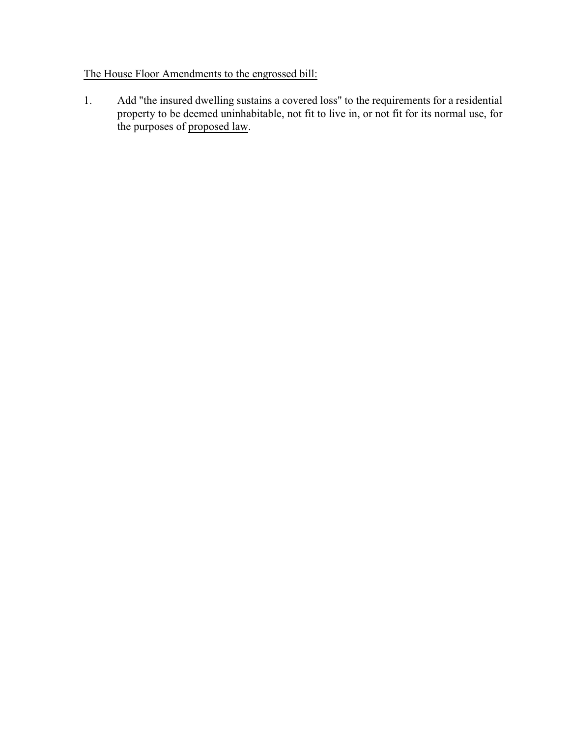<u>The House Floor Amendments to the engrossed bill:</u>

1. Add "the insured dwelling sustains a covered loss" to the requirements for a residential property to be deemed uninhabitable, not fit to live in, or not fit for its normal use, for the purposes of <u>proposed law</u>.